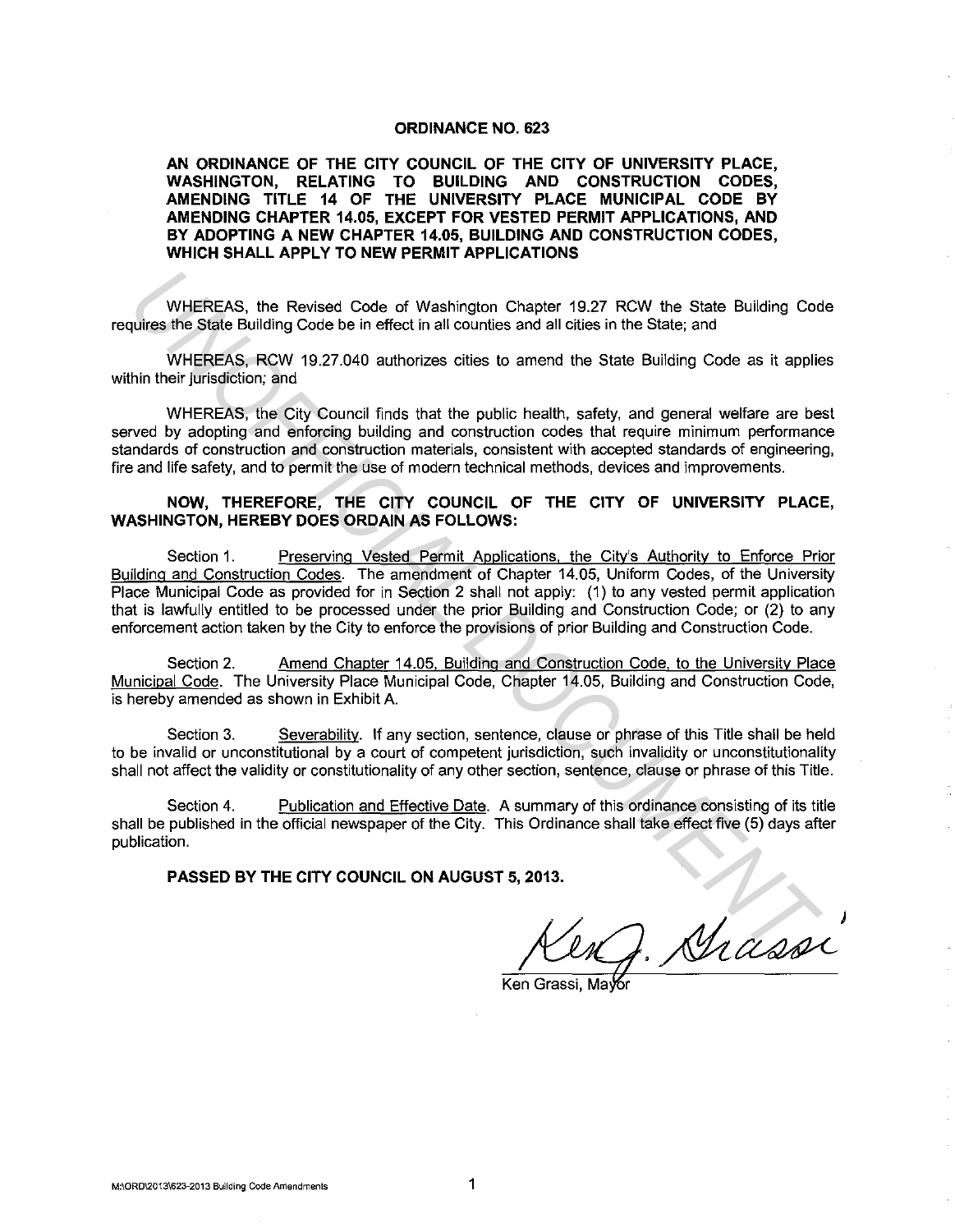# ORDINANCE NO. 623

**AN ORDINANCE OF THE CITY COUNCIL OF THE CITY OF UNIVERSITY PLACE, WASHINGTON, RELATING TO BUILDING AND CONSTRUCTION CODES, AMENDING TITLE 14 OF THE UNIVERSITY PLACE MUNICIPAL CODE BY AMENDING CHAPTER 14.05, EXCEPT FOR VESTED PERMIT APPLICATIONS, AND BY ADOPTING A NEW CHAPTER 14.05, BUILDING AND CONSTRUCTION CODES, WHICH SHALL APPLY TO NEW PERMIT APPLICATIONS**

WHEREAS, the Revised Code of Washington Chapter 19.27 RCW the State Building Code requires the State Building Code be in effect in all counties and all cities in the State; and

WHEREAS, RCW 19.27.040 authorizes cities to amend the State Building Code as it applies within their jurisdiction; and

WHEREAS, the City Council finds that the public health, safety, and general welfare are best served by adopting and enforcing building and construction codes that require minimum performance standards of construction and construction materials, consistent with accepted standards of engineering, fire and life safety, and to permit the use of modern technical methods, devices and improvements.

**NOW, THEREFORE, THE CITY COUNCIL OF THE CITY OF UNIVERSITY PLACE, WASHINGTON, HEREBY DOES ORDAIN AS FOLLOWS:**

Section 1. Preserving Vested Permit Applications, the City's Authority to Enforce Prior Building and Construction Codes. The amendment of Chapter 14.05, Uniform Codes, of the University Place Municipal Code as provided for in Section 2 shall not apply: (1) to any vested permit application that is lawfully entitled to be processed under the prior Building and Construction Code; or (2) to any enforcement action taken by the City to enforce the provisions of prior Building and Construction Code.

Section 2. Amend Chapter 14.05, Building and Construction Code, to the University Place Municipal Code. The University Place Municipal Code, Chapter 14.05, Building and Construction Code, is hereby amended as shown in Exhibit A.

Section 3. Severability. If any section, sentence, clause or phrase of this Title shall be held to be invalid or unconstitutional by a court of competent jurisdiction, such invalidity or unconstitutionality shall not affect the validity or constitutionality of any other section, sentence, clause or phrase of this Title.

Section 4. Publication and Effective Date. A summary of this ordinance consisting of its title shall be published in the official newspaper of the City. This Ordinance shall take effect five (5) days after publication.

**PASSED BY THE CITY COUNCIL ON AUGUST 5, 2013.**

Ken Grassi, Mayor

M:\ORD\2013\623-2013 Building Code Amendments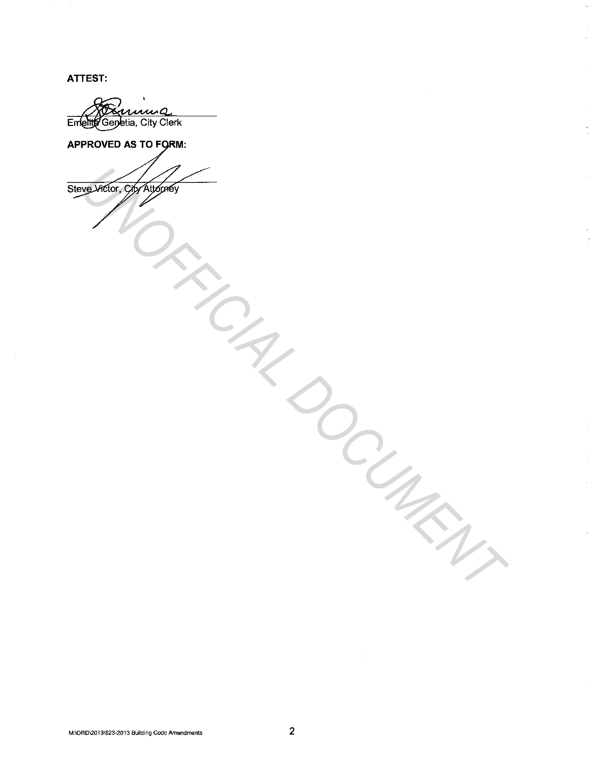**ATTEST:**

Emelita Genetia, City Clerk

**APPROVED AS TO FORM:**

Steve Victor, City Attorney

UNOFFICIAL DOCUMENT

M:\ORD\2013\623-2013 Building Code Amendments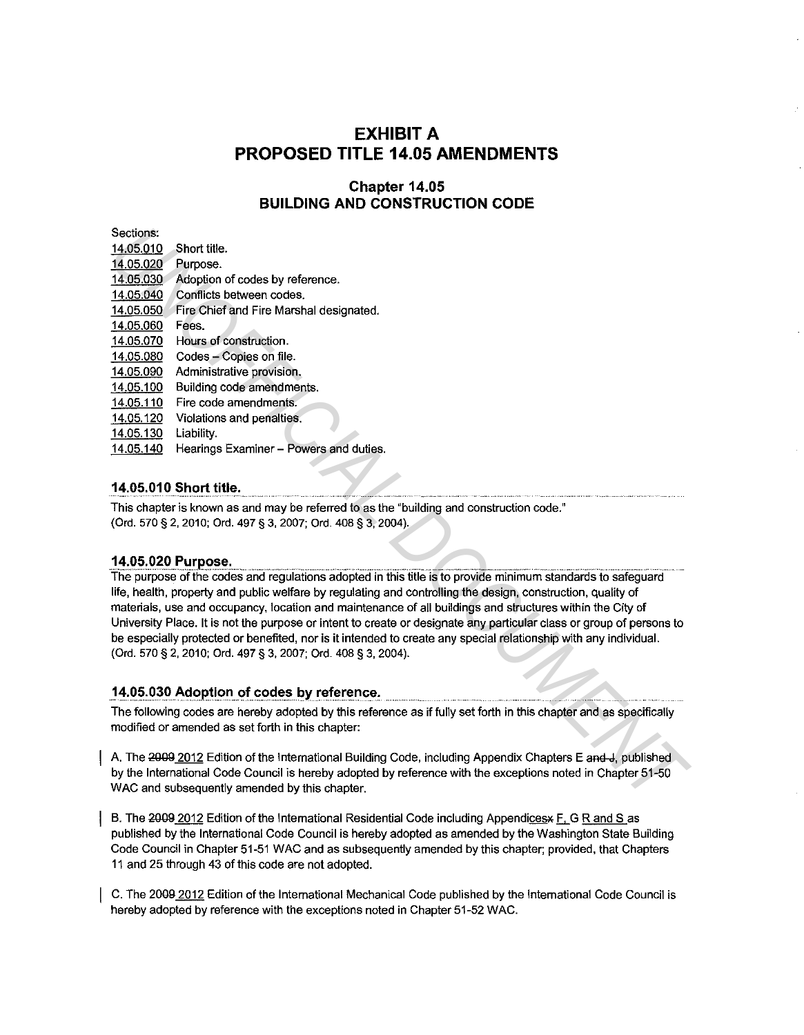# EXHIBIT A
# PROPOSED TITLE 14.05 AMENDMENTS

## Chapter 14.05
## BUILDING AND CONSTRUCTION CODE

Sections:

14.05.010 Short title.
14.05.020 Purpose.
14.05.030 Adoption of codes by reference.
14.05.040 Conflicts between codes.
14.05.050 Fire Chief and Fire Marshal designated.
14.05.060 Fees.
14.05.070 Hours of construction.
14.05.080 Codes – Copies on file.
14.05.090 Administrative provision.
14.05.100 Building code amendments.
14.05.110 Fire code amendments.
14.05.120 Violations and penalties.
14.05.130 Liability.
14.05.140 Hearings Examiner – Powers and duties.

### 14.05.010 Short title.

This chapter is known as and may be referred to as the "building and construction code."
(Ord. 570 § 2, 2010; Ord. 497 § 3, 2007; Ord. 408 § 3, 2004).

### 14.05.020 Purpose.

The purpose of the codes and regulations adopted in this title is to provide minimum standards to safeguard life, health, property and public welfare by regulating and controlling the design, construction, quality of materials, use and occupancy, location and maintenance of all buildings and structures within the City of University Place. It is not the purpose or intent to create or designate any particular class or group of persons to be especially protected or benefited, nor is it intended to create any special relationship with any individual.
(Ord. 570 § 2, 2010; Ord. 497 § 3, 2007; Ord. 408 § 3, 2004).

### 14.05.030 Adoption of codes by reference.

The following codes are hereby adopted by this reference as if fully set forth in this chapter and as specifically modified or amended as set forth in this chapter:

A. The ~~2009~~ 2012 Edition of the International Building Code, including Appendix Chapters E ~~and J~~, published by the International Code Council is hereby adopted by reference with the exceptions noted in Chapter 51-50 WAC and subsequently amended by this chapter.

B. The ~~2009~~ 2012 Edition of the International Residential Code including Appendic~~es~~x F, G R and S as published by the International Code Council is hereby adopted as amended by the Washington State Building Code Council in Chapter 51-51 WAC and as subsequently amended by this chapter; provided, that Chapters 11 and 25 through 43 of this code are not adopted.

C. The ~~2009~~ 2012 Edition of the International Mechanical Code published by the International Code Council is hereby adopted by reference with the exceptions noted in Chapter 51-52 WAC.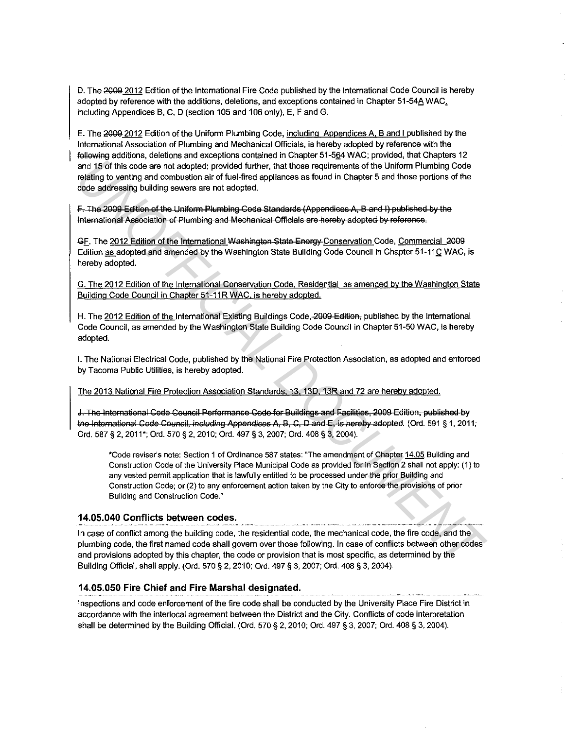D. The ~~2009~~ 2012 Edition of the International Fire Code published by the International Code Council is hereby adopted by reference with the additions, deletions, and exceptions contained in Chapter 51-54A WAC, including Appendices B, C, D (section 105 and 106 only), E, F and G.

E. The ~~2009~~ 2012 Edition of the Uniform Plumbing Code, including Appendices A, B and I published by the International Association of Plumbing and Mechanical Officials, is hereby adopted by reference with the ~~following~~ additions, deletions and exceptions contained in Chapter 51-5~~6~~4 WAC; provided, that Chapters 12 and 15 of this code are not adopted; provided further, that those requirements of the Uniform Plumbing Code relating to venting and combustion air of fuel-fired appliances as found in Chapter 5 and those portions of the code addressing building sewers are not adopted.

~~F. The 2009 Edition of the Uniform Plumbing Code Standards (Appendices A, B and I) published by the International Association of Plumbing and Mechanical Officials are hereby adopted by reference.~~

~~G~~F. The 2012 Edition of the International ~~Washington State Energy~~ Conservation Code, Commercial ~~2009 Edition~~ as ~~adopted and~~ amended by the Washington State Building Code Council in Chapter 51-11C WAC, is hereby adopted.

G. The 2012 Edition of the International Conservation Code, Residential as amended by the Washington State Building Code Council in Chapter 51-11R WAC, is hereby adopted.

H. The 2012 Edition of the International Existing Buildings Code, ~~2009 Edition~~, published by the International Code Council, as amended by the Washington State Building Code Council in Chapter 51-50 WAC, is hereby adopted.

I. The National Electrical Code, published by the National Fire Protection Association, as adopted and enforced by Tacoma Public Utilities, is hereby adopted.

The 2013 National Fire Protection Association Standards, 13, 13D, 13R and 72 are hereby adopted.

~~J. The International Code Council Performance Code for Buildings and Facilities, 2009 Edition, published by the International Code Council, including Appendices A, B, C, D and E, is hereby adopted.~~ (Ord. 591 § 1, 2011; Ord. 587 § 2, 2011*; Ord. 570 § 2, 2010; Ord. 497 § 3, 2007; Ord. 408 § 3, 2004).

> *Code reviser's note: Section 1 of Ordinance 587 states: "The amendment of Chapter 14.05 Building and Construction Code of the University Place Municipal Code as provided for in Section 2 shall not apply: (1) to any vested permit application that is lawfully entitled to be processed under the prior Building and Construction Code; or (2) to any enforcement action taken by the City to enforce the provisions of prior Building and Construction Code."

### 14.05.040 Conflicts between codes.

In case of conflict among the building code, the residential code, the mechanical code, the fire code, and the plumbing code, the first named code shall govern over those following. In case of conflicts between other codes and provisions adopted by this chapter, the code or provision that is most specific, as determined by the Building Official, shall apply. (Ord. 570 § 2, 2010; Ord. 497 § 3, 2007; Ord. 408 § 3, 2004).

### 14.05.050 Fire Chief and Fire Marshal designated.

Inspections and code enforcement of the fire code shall be conducted by the University Place Fire District in accordance with the interlocal agreement between the District and the City. Conflicts of code interpretation shall be determined by the Building Official. (Ord. 570 § 2, 2010; Ord. 497 § 3, 2007; Ord. 408 § 3, 2004).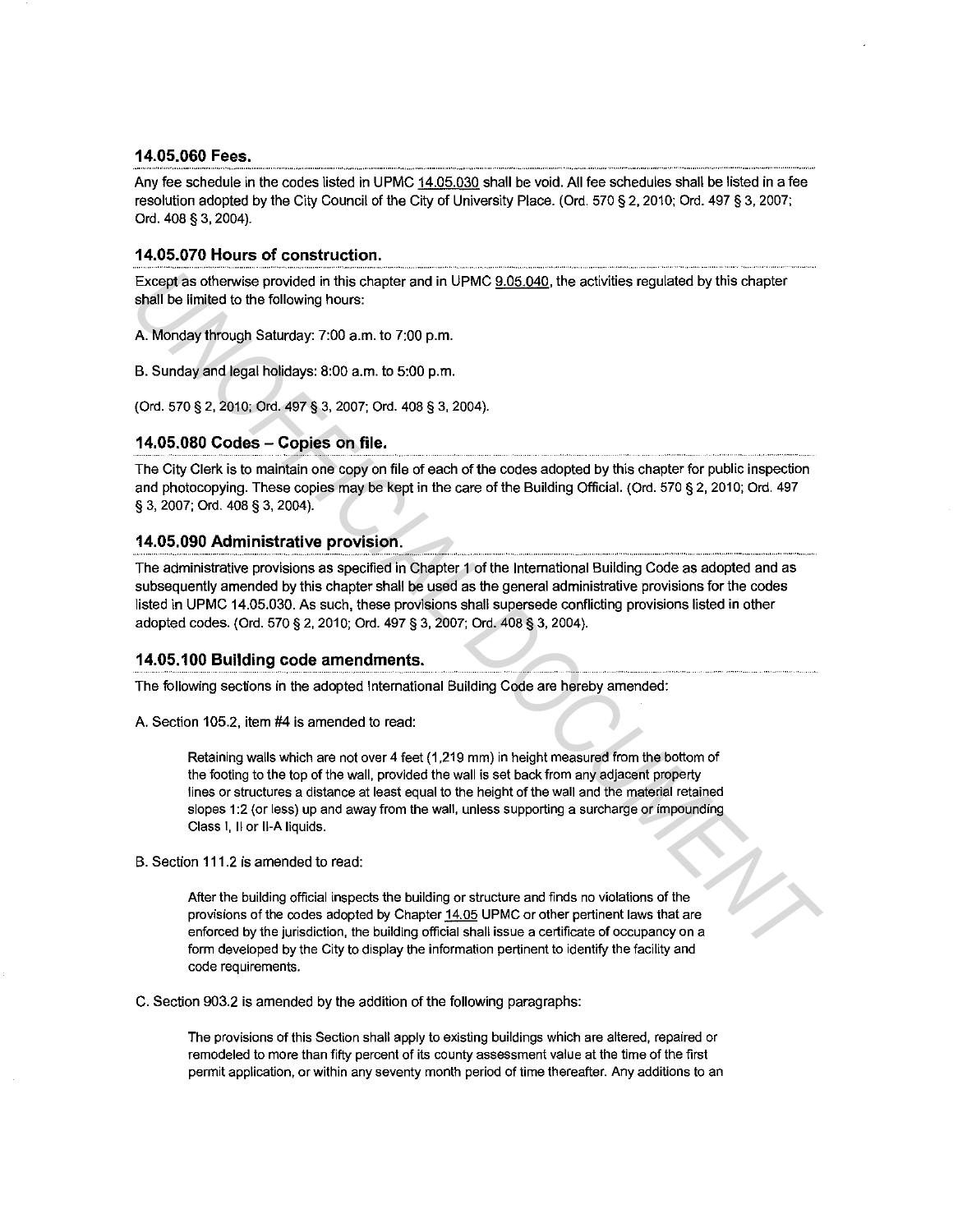### 14.05.060 Fees.

Any fee schedule in the codes listed in UPMC 14.05.030 shall be void. All fee schedules shall be listed in a fee resolution adopted by the City Council of the City of University Place. (Ord. 570 § 2, 2010; Ord. 497 § 3, 2007; Ord. 408 § 3, 2004).

### 14.05.070 Hours of construction.

Except as otherwise provided in this chapter and in UPMC 9.05.040, the activities regulated by this chapter shall be limited to the following hours:

A. Monday through Saturday: 7:00 a.m. to 7:00 p.m.

B. Sunday and legal holidays: 8:00 a.m. to 5:00 p.m.

(Ord. 570 § 2, 2010; Ord. 497 § 3, 2007; Ord. 408 § 3, 2004).

### 14.05.080 Codes – Copies on file.

The City Clerk is to maintain one copy on file of each of the codes adopted by this chapter for public inspection and photocopying. These copies may be kept in the care of the Building Official. (Ord. 570 § 2, 2010; Ord. 497 § 3, 2007; Ord. 408 § 3, 2004).

### 14.05.090 Administrative provision.

The administrative provisions as specified in Chapter 1 of the International Building Code as adopted and as subsequently amended by this chapter shall be used as the general administrative provisions for the codes listed in UPMC 14.05.030. As such, these provisions shall supersede conflicting provisions listed in other adopted codes. (Ord. 570 § 2, 2010; Ord. 497 § 3, 2007; Ord. 408 § 3, 2004).

### 14.05.100 Building code amendments.

The following sections in the adopted International Building Code are hereby amended:

A. Section 105.2, item #4 is amended to read:

> Retaining walls which are not over 4 feet (1,219 mm) in height measured from the bottom of the footing to the top of the wall, provided the wall is set back from any adjacent property lines or structures a distance at least equal to the height of the wall and the material retained slopes 1:2 (or less) up and away from the wall, unless supporting a surcharge or impounding Class I, II or II-A liquids.

B. Section 111.2 is amended to read:

> After the building official inspects the building or structure and finds no violations of the provisions of the codes adopted by Chapter 14.05 UPMC or other pertinent laws that are enforced by the jurisdiction, the building official shall issue a certificate of occupancy on a form developed by the City to display the information pertinent to identify the facility and code requirements.

C. Section 903.2 is amended by the addition of the following paragraphs:

> The provisions of this Section shall apply to existing buildings which are altered, repaired or remodeled to more than fifty percent of its county assessment value at the time of the first permit application, or within any seventy month period of time thereafter. Any additions to an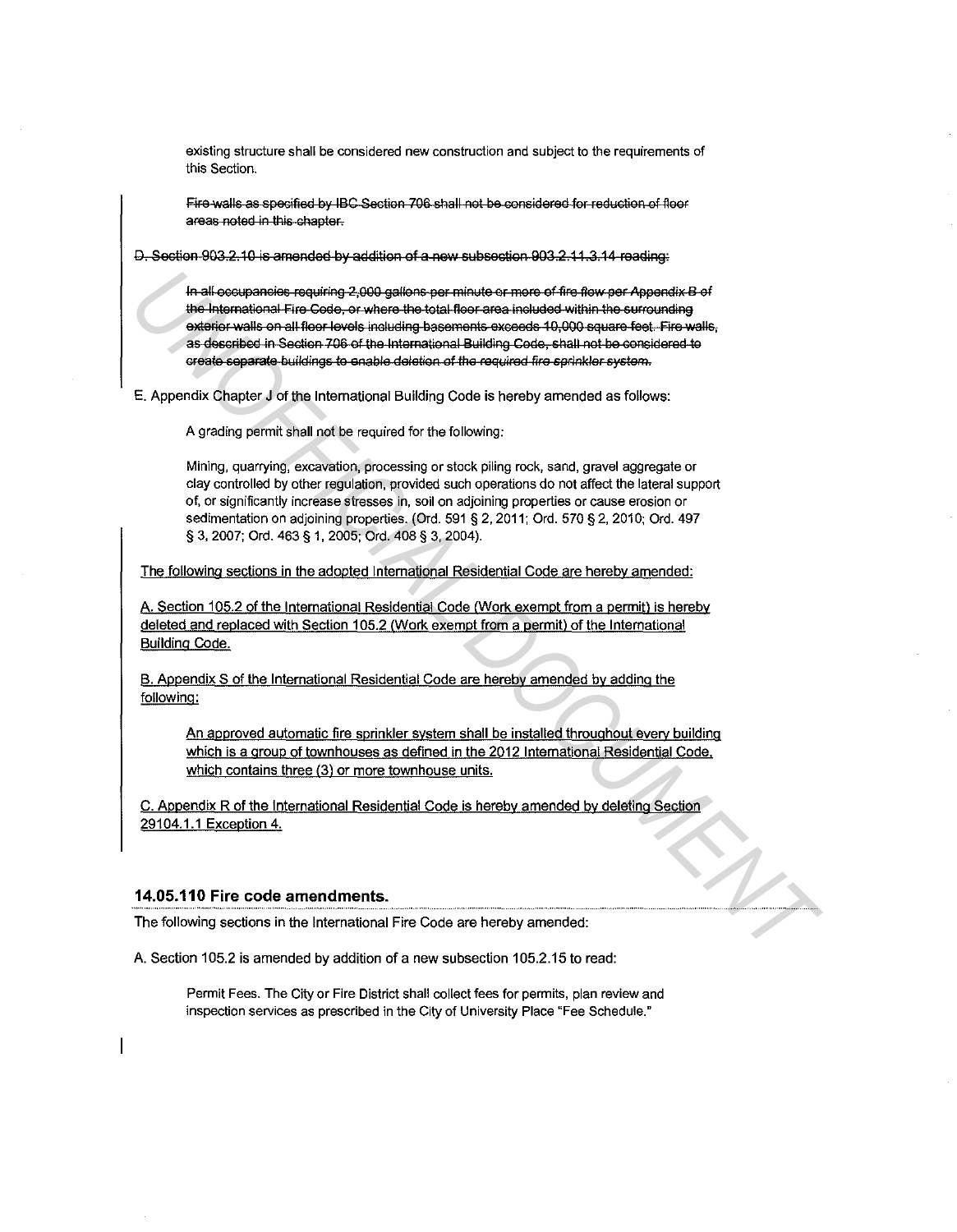existing structure shall be considered new construction and subject to the requirements of this Section.

~~Fire walls as specified by IBC Section 706 shall not be considered for reduction of floor areas noted in this chapter.~~

~~D. Section 903.2.10 is amended by addition of a new subsection 903.2.11.3.14 reading:~~

~~In all occupancies requiring 2,000 gallons per minute or more of fire flow per Appendix B of the International Fire Code, or where the total floor area included within the surrounding exterior walls on all floor levels including basements exceeds 10,000 square feet. Fire walls, as described in Section 706 of the International Building Code, shall not be considered to create separate buildings to enable deletion of the required fire sprinkler system.~~

E. Appendix Chapter J of the International Building Code is hereby amended as follows:

A grading permit shall not be required for the following:

Mining, quarrying, excavation, processing or stock piling rock, sand, gravel aggregate or clay controlled by other regulation, provided such operations do not affect the lateral support of, or significantly increase stresses in, soil on adjoining properties or cause erosion or sedimentation on adjoining properties. (Ord. 591 § 2, 2011; Ord. 570 § 2, 2010; Ord. 497 § 3, 2007; Ord. 463 § 1, 2005; Ord. 408 § 3, 2004).

<u>The following sections in the adopted International Residential Code are hereby amended:</u>

<u>A. Section 105.2 of the International Residential Code (Work exempt from a permit) is hereby deleted and replaced with Section 105.2 (Work exempt from a permit) of the International Building Code.</u>

<u>B. Appendix S of the International Residential Code are hereby amended by adding the following:</u>

<u>An approved automatic fire sprinkler system shall be installed throughout every building which is a group of townhouses as defined in the 2012 International Residential Code, which contains three (3) or more townhouse units.</u>

<u>C. Appendix R of the International Residential Code is hereby amended by deleting Section 29104.1.1 Exception 4.</u>

### 14.05.110 Fire code amendments.

The following sections in the International Fire Code are hereby amended:

A. Section 105.2 is amended by addition of a new subsection 105.2.15 to read:

Permit Fees. The City or Fire District shall collect fees for permits, plan review and inspection services as prescribed in the City of University Place "Fee Schedule."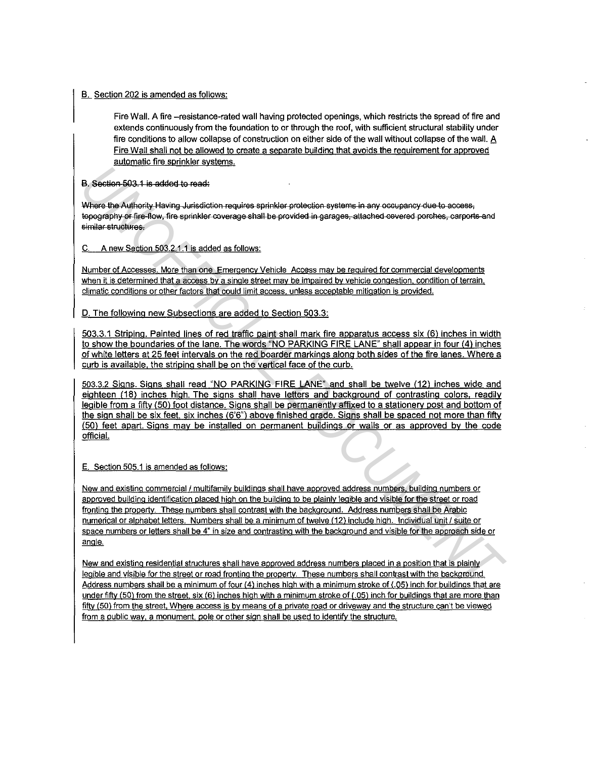B. Section 202 is amended as follows:

Fire Wall. A fire –resistance-rated wall having protected openings, which restricts the spread of fire and extends continuously from the foundation to or through the roof, with sufficient structural stability under fire conditions to allow collapse of construction on either side of the wall without collapse of the wall. A Fire Wall shall not be allowed to create a separate building that avoids the requirement for approved automatic fire sprinkler systems.

~~B. Section 503.1 is added to read:~~

~~Where the Authority Having Jurisdiction requires sprinkler protection systems in any occupancy due to access, topography or fire-flow, fire sprinkler coverage shall be provided in garages, attached covered porches, carports and similar structures.~~

C. A new Section 503.2.1.1 is added as follows:

Number of Accesses. More than one Emergency Vehicle Access may be required for commercial developments when it is determined that a access by a single street may be impaired by vehicle congestion, condition of terrain, climatic conditions or other factors that could limit access, unless acceptable mitigation is provided.

D. The following new Subsections are added to Section 503.3:

503.3.1 Striping. Painted lines of red traffic paint shall mark fire apparatus access six (6) inches in width to show the boundaries of the lane. The words "NO PARKING FIRE LANE" shall appear in four (4) inches of white letters at 25 feet intervals on the red boarder markings along both sides of the fire lanes. Where a curb is available, the striping shall be on the vertical face of the curb.

503.3.2 Signs. Signs shall read "NO PARKING FIRE LANE" and shall be twelve (12) inches wide and eighteen (18) inches high. The signs shall have letters and background of contrasting colors, readily legible from a fifty (50) foot distance. Signs shall be permanently affixed to a stationery post and bottom of the sign shall be six feet, six inches (6'6") above finished grade. Signs shall be spaced not more than fifty (50) feet apart. Signs may be installed on permanent buildings or walls or as approved by the code official.

E. Section 505.1 is amended as follows:

New and existing commercial / multifamily buildings shall have approved address numbers, building numbers or approved building identification placed high on the building to be plainly legible and visible for the street or road fronting the property. These numbers shall contrast with the background. Address numbers shall be Arabic numerical or alphabet letters. Numbers shall be a minimum of twelve (12) include high. Individual unit / suite or space numbers or letters shall be 4" in size and contrasting with the background and visible for the approach side or angle.

New and existing residential structures shall have approved address numbers placed in a position that is plainly legible and visible for the street or road fronting the property. These numbers shall contrast with the background. Address numbers shall be a minimum of four (4) inches high with a minimum stroke of (.05) inch for buildings that are under fifty (50) from the street, six (6) inches high with a minimum stroke of (.05) inch for buildings that are more than fifty (50) from the street. Where access is by means of a private road or driveway and the structure can't be viewed from a public way, a monument, pole or other sign shall be used to identify the structure.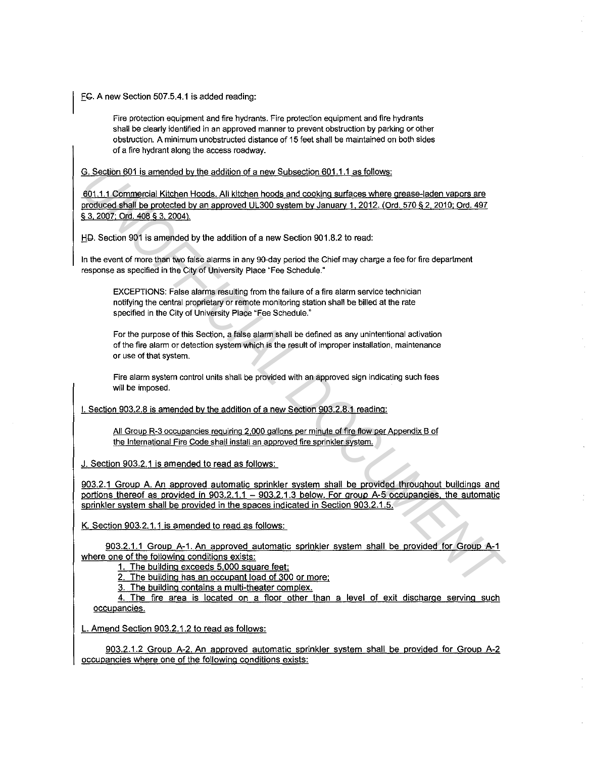FC. A new Section 507.5.4.1 is added reading:

> Fire protection equipment and fire hydrants. Fire protection equipment and fire hydrants shall be clearly identified in an approved manner to prevent obstruction by parking or other obstruction. A minimum unobstructed distance of 15 feet shall be maintained on both sides of a fire hydrant along the access roadway.

G. Section 601 is amended by the addition of a new Subsection 601.1.1 as follows:

601.1.1 Commercial Kitchen Hoods. All kitchen hoods and cooking surfaces where grease-laden vapors are produced shall be protected by an approved UL300 system by January 1, 2012. (Ord. 570 § 2, 2010; Ord. 497 § 3, 2007; Ord. 408 § 3, 2004).

HD. Section 901 is amended by the addition of a new Section 901.8.2 to read:

In the event of more than two false alarms in any 90-day period the Chief may charge a fee for fire department response as specified in the City of University Place "Fee Schedule."

> EXCEPTIONS: False alarms resulting from the failure of a fire alarm service technician notifying the central proprietary or remote monitoring station shall be billed at the rate specified in the City of University Place "Fee Schedule."
>
> For the purpose of this Section, a false alarm shall be defined as any unintentional activation of the fire alarm or detection system which is the result of improper installation, maintenance or use of that system.
>
> Fire alarm system control units shall be provided with an approved sign indicating such fees will be imposed.

I. Section 903.2.8 is amended by the addition of a new Section 903.2.8.1 reading:

> All Group R-3 occupancies requiring 2,000 gallons per minute of fire flow per Appendix B of the International Fire Code shall install an approved fire sprinkler system.

J. Section 903.2.1 is amended to read as follows:

903.2.1 Group A. An approved automatic sprinkler system shall be provided throughout buildings and portions thereof as provided in 903.2.1.1 – 903.2.1.3 below. For group A-5 occupancies, the automatic sprinkler system shall be provided in the spaces indicated in Section 903.2.1.5.

K. Section 903.2.1.1 is amended to read as follows:

903.2.1.1 Group A-1. An approved automatic sprinkler system shall be provided for Group A-1 where one of the following conditions exists:

1. The building exceeds 5,000 square feet;
2. The building has an occupant load of 300 or more;
3. The building contains a multi-theater complex.
4. The fire area is located on a floor other than a level of exit discharge serving such occupancies.

L. Amend Section 903.2.1.2 to read as follows:

903.2.1.2 Group A-2. An approved automatic sprinkler system shall be provided for Group A-2 occupancies where one of the following conditions exists: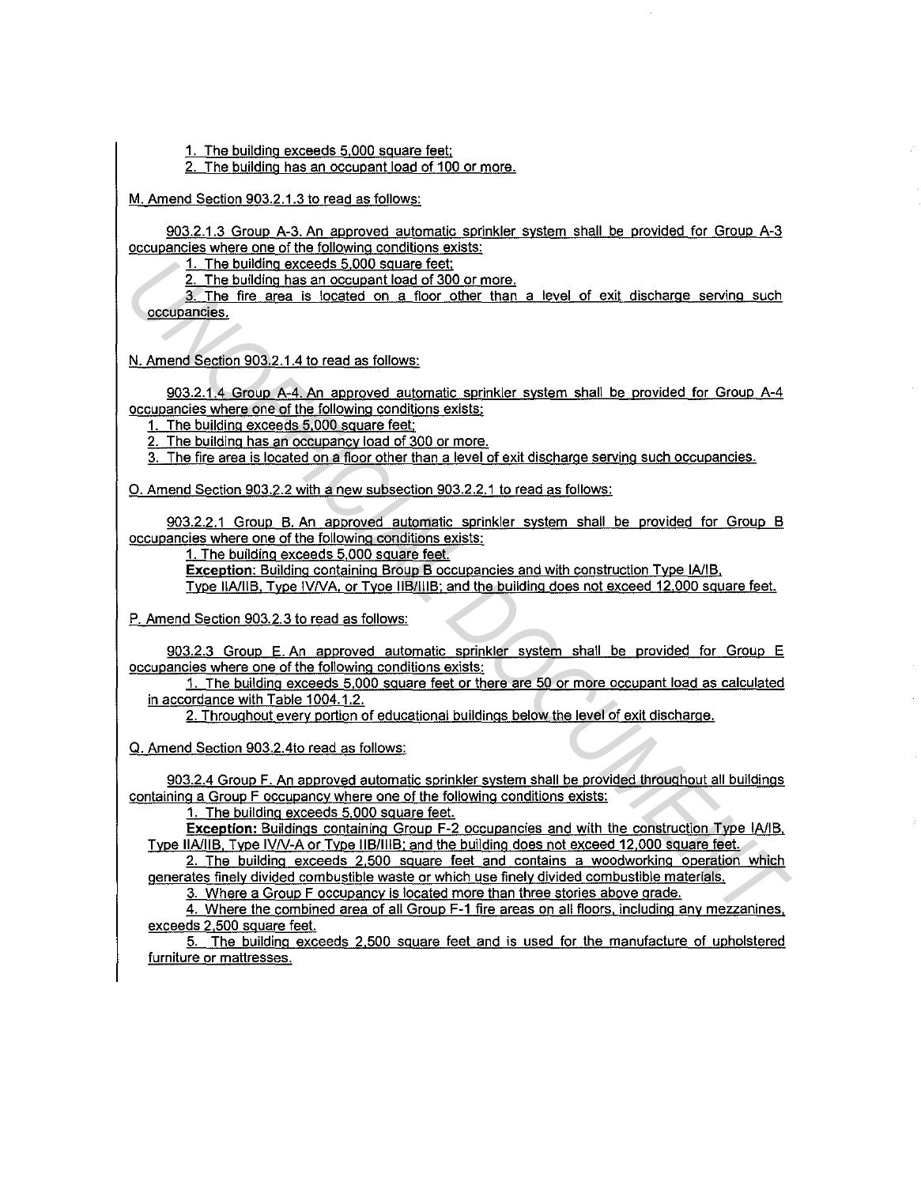1. The building exceeds 5,000 square feet;
2. The building has an occupant load of 100 or more.

M. Amend Section 903.2.1.3 to read as follows:

903.2.1.3 Group A-3. An approved automatic sprinkler system shall be provided for Group A-3 occupancies where one of the following conditions exists:

1. The building exceeds 5,000 square feet;
2. The building has an occupant load of 300 or more.
3. The fire area is located on a floor other than a level of exit discharge serving such occupancies.

N. Amend Section 903.2.1.4 to read as follows:

903.2.1.4 Group A-4. An approved automatic sprinkler system shall be provided for Group A-4 occupancies where one of the following conditions exists:

1. The building exceeds 5,000 square feet;
2. The building has an occupancy load of 300 or more.
3. The fire area is located on a floor other than a level of exit discharge serving such occupancies.

O. Amend Section 903.2.2 with a new subsection 903.2.2.1 to read as follows:

903.2.2.1 Group B. An approved automatic sprinkler system shall be provided for Group B occupancies where one of the following conditions exists:

1. The building exceeds 5,000 square feet.

**Exception**: Building containing Broup B occupancies and with construction Type IA/IB, Type IIA/IIB, Type IV/VA, or Tyoe IIB/IIIB; and the building does not exceed 12,000 square feet.

P. Amend Section 903.2.3 to read as follows:

903.2.3 Group E. An approved automatic sprinkler system shall be provided for Group E occupancies where one of the following conditions exists:

1. The building exceeds 5,000 square feet or there are 50 or more occupant load as calculated in accordance with Table 1004.1.2.
2. Throughout every portion of educational buildings below the level of exit discharge.

Q. Amend Section 903.2.4to read as follows:

903.2.4 Group F. An approved automatic sprinkler system shall be provided throughout all buildings containing a Group F occupancy where one of the following conditions exists:

1. The building exceeds 5,000 square feet.

**Exception:** Buildings containing Group F-2 occupancies and with the construction Type IA/IB, Type IIA/IIB, Type IV/V-A or Type IIB/IIIB; and the building does not exceed 12,000 square feet.

2. The building exceeds 2,500 square feet and contains a woodworking operation which generates finely divided combustible waste or which use finely divided combustible materials.
3. Where a Group F occupancy is located more than three stories above grade.
4. Where the combined area of all Group F-1 fire areas on all floors, including any mezzanines, exceeds 2,500 square feet.
5. The building exceeds 2,500 square feet and is used for the manufacture of upholstered furniture or mattresses.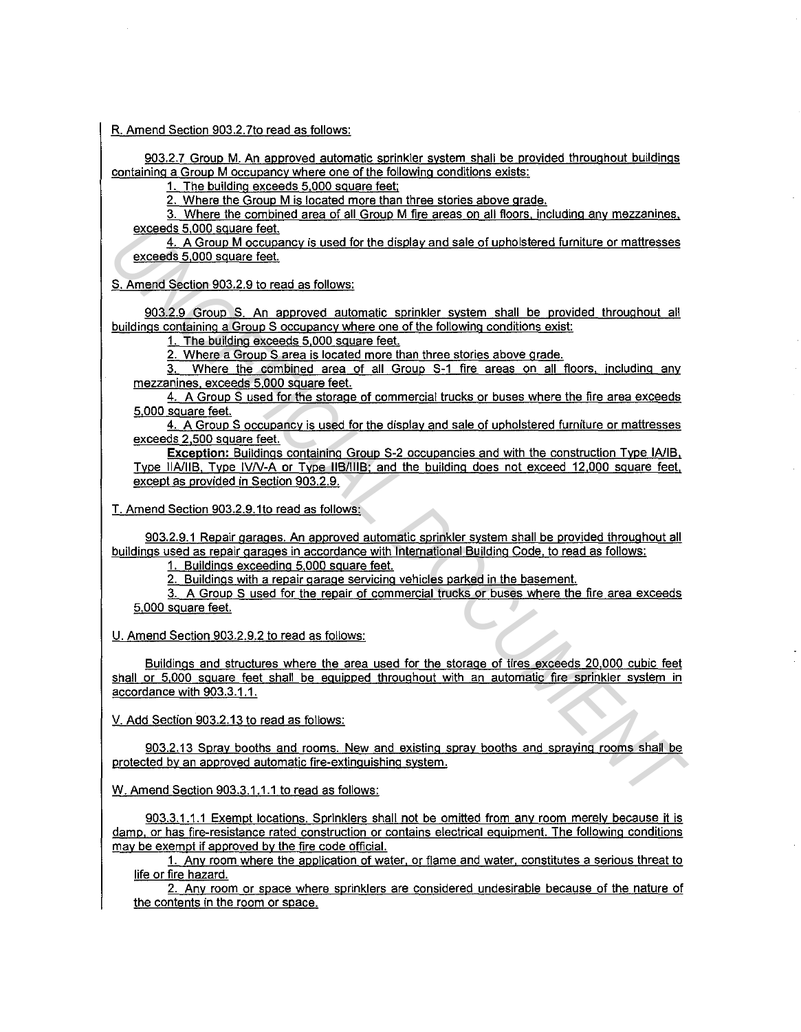R. Amend Section 903.2.7to read as follows:

903.2.7 Group M. An approved automatic sprinkler system shall be provided throughout buildings containing a Group M occupancy where one of the following conditions exists:

1. The building exceeds 5,000 square feet;
2. Where the Group M is located more than three stories above grade.
3. Where the combined area of all Group M fire areas on all floors, including any mezzanines, exceeds 5,000 square feet.
4. A Group M occupancy is used for the display and sale of upholstered furniture or mattresses exceeds 5,000 square feet.

S. Amend Section 903.2.9 to read as follows:

903.2.9 Group S. An approved automatic sprinkler system shall be provided throughout all buildings containing a Group S occupancy where one of the following conditions exist:

1. The building exceeds 5,000 square feet.
2. Where a Group S area is located more than three stories above grade.
3. Where the combined area of all Group S-1 fire areas on all floors, including any mezzanines, exceeds 5,000 square feet.
4. A Group S used for the storage of commercial trucks or buses where the fire area exceeds 5,000 square feet.
4. A Group S occupancy is used for the display and sale of upholstered furniture or mattresses exceeds 2,500 square feet.

**Exception:** Buildings containing Group S-2 occupancies and with the construction Type IA/IB, Type IIA/IIB, Type IV/V-A or Type IIB/IIIB; and the building does not exceed 12,000 square feet, except as provided in Section 903.2.9.

T. Amend Section 903.2.9.1to read as follows:

903.2.9.1 Repair garages. An approved automatic sprinkler system shall be provided throughout all buildings used as repair garages in accordance with International Building Code, to read as follows:

1. Buildings exceeding 5,000 square feet.
2. Buildings with a repair garage servicing vehicles parked in the basement.
3. A Group S used for the repair of commercial trucks or buses where the fire area exceeds 5,000 square feet.

U. Amend Section 903.2.9.2 to read as follows:

Buildings and structures where the area used for the storage of tires exceeds 20,000 cubic feet shall or 5,000 square feet shall be equipped throughout with an automatic fire sprinkler system in accordance with 903.3.1.1.

V. Add Section 903.2.13 to read as follows:

903.2.13 Spray booths and rooms. New and existing spray booths and spraying rooms shall be protected by an approved automatic fire-extinguishing system.

W. Amend Section 903.3.1.1.1 to read as follows:

903.3.1.1.1 Exempt locations. Sprinklers shall not be omitted from any room merely because it is damp, or has fire-resistance rated construction or contains electrical equipment. The following conditions may be exempt if approved by the fire code official.

1. Any room where the application of water, or flame and water, constitutes a serious threat to life or fire hazard.
2. Any room or space where sprinklers are considered undesirable because of the nature of the contents in the room or space.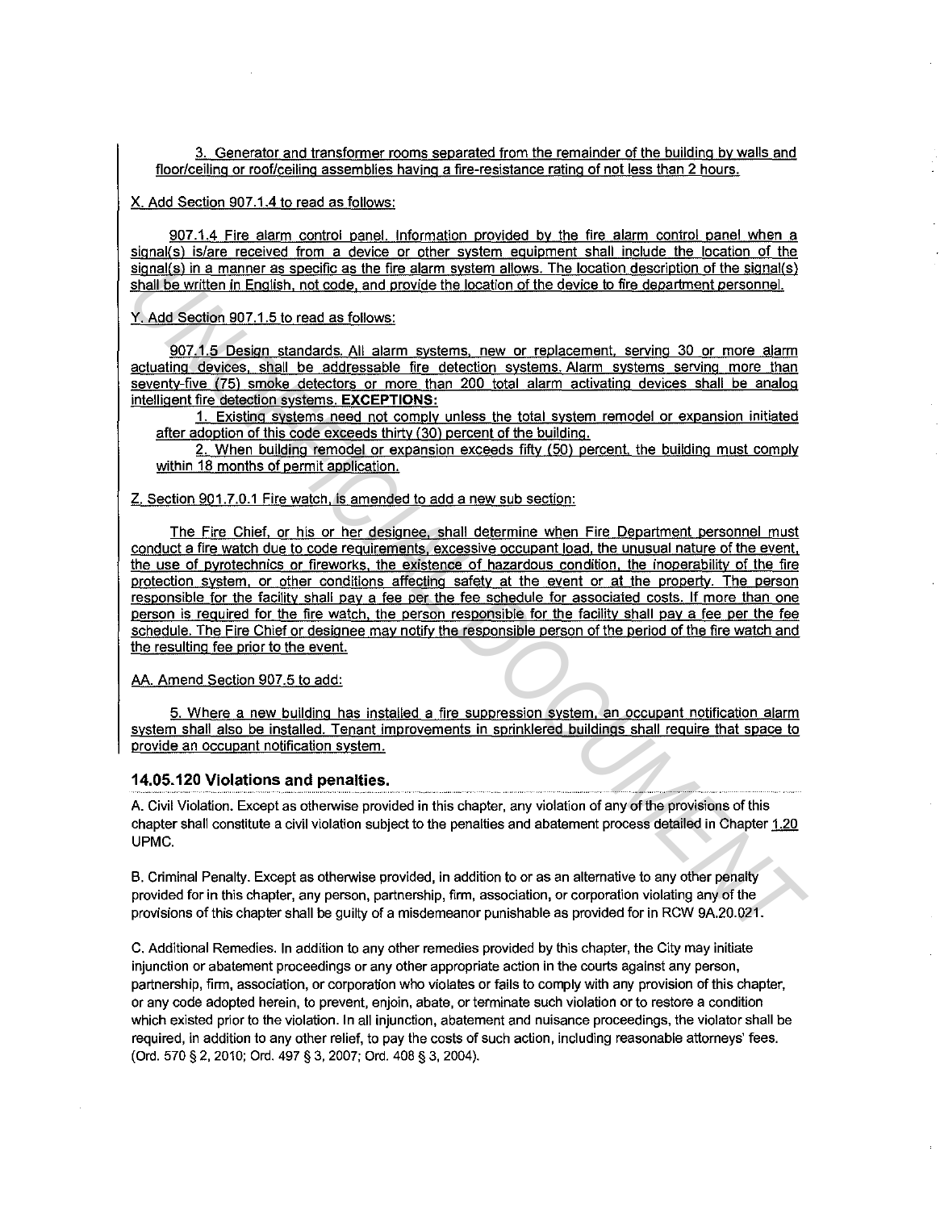3. Generator and transformer rooms separated from the remainder of the building by walls and floor/ceiling or roof/ceiling assemblies having a fire-resistance rating of not less than 2 hours.

X. Add Section 907.1.4 to read as follows:

907.1.4 Fire alarm control panel. Information provided by the fire alarm control panel when a signal(s) is/are received from a device or other system equipment shall include the location of the signal(s) in a manner as specific as the fire alarm system allows. The location description of the signal(s) shall be written in English, not code, and provide the location of the device to fire department personnel.

Y. Add Section 907.1.5 to read as follows:

907.1.5 Design standards. All alarm systems, new or replacement, serving 30 or more alarm actuating devices, shall be addressable fire detection systems. Alarm systems serving more than seventy-five (75) smoke detectors or more than 200 total alarm activating devices shall be analog intelligent fire detection systems. **EXCEPTIONS:**

1. Existing systems need not comply unless the total system remodel or expansion initiated after adoption of this code exceeds thirty (30) percent of the building.

2. When building remodel or expansion exceeds fifty (50) percent, the building must comply within 18 months of permit application.

Z. Section 901.7.0.1 Fire watch, is amended to add a new sub section:

The Fire Chief, or his or her designee, shall determine when Fire Department personnel must conduct a fire watch due to code requirements, excessive occupant load, the unusual nature of the event, the use of pyrotechnics or fireworks, the existence of hazardous condition, the inoperability of the fire protection system, or other conditions affecting safety at the event or at the property. The person responsible for the facility shall pay a fee per the fee schedule for associated costs. If more than one person is required for the fire watch, the person responsible for the facility shall pay a fee per the fee schedule. The Fire Chief or designee may notify the responsible person of the period of the fire watch and the resulting fee prior to the event.

AA. Amend Section 907.5 to add:

5. Where a new building has installed a fire suppression system, an occupant notification alarm system shall also be installed. Tenant improvements in sprinklered buildings shall require that space to provide an occupant notification system.

### 14.05.120 Violations and penalties.

A. Civil Violation. Except as otherwise provided in this chapter, any violation of any of the provisions of this chapter shall constitute a civil violation subject to the penalties and abatement process detailed in Chapter 1.20 UPMC.

B. Criminal Penalty. Except as otherwise provided, in addition to or as an alternative to any other penalty provided for in this chapter, any person, partnership, firm, association, or corporation violating any of the provisions of this chapter shall be guilty of a misdemeanor punishable as provided for in RCW 9A.20.021.

C. Additional Remedies. In addition to any other remedies provided by this chapter, the City may initiate injunction or abatement proceedings or any other appropriate action in the courts against any person, partnership, firm, association, or corporation who violates or fails to comply with any provision of this chapter, or any code adopted herein, to prevent, enjoin, abate, or terminate such violation or to restore a condition which existed prior to the violation. In all injunction, abatement and nuisance proceedings, the violator shall be required, in addition to any other relief, to pay the costs of such action, including reasonable attorneys' fees. (Ord. 570 § 2, 2010; Ord. 497 § 3, 2007; Ord. 408 § 3, 2004).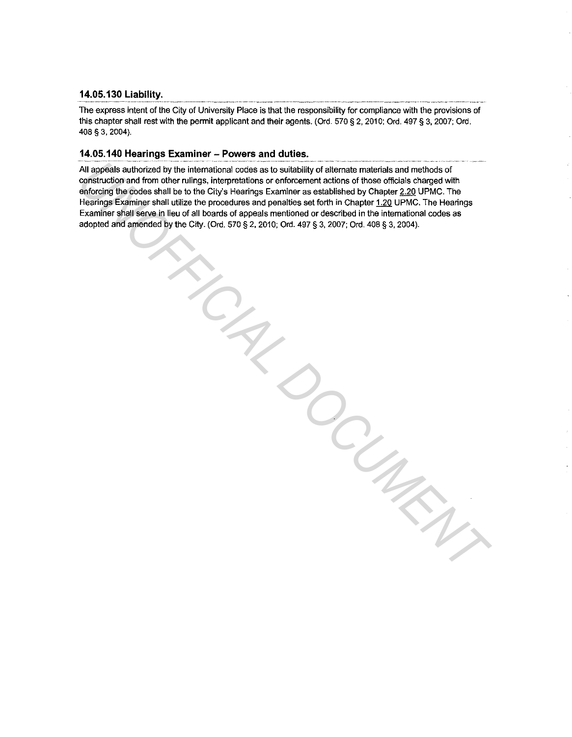### 14.05.130 Liability.

The express intent of the City of University Place is that the responsibility for compliance with the provisions of this chapter shall rest with the permit applicant and their agents. (Ord. 570 § 2, 2010; Ord. 497 § 3, 2007; Ord. 408 § 3, 2004).

### 14.05.140 Hearings Examiner – Powers and duties.

All appeals authorized by the international codes as to suitability of alternate materials and methods of construction and from other rulings, interpretations or enforcement actions of those officials charged with enforcing the codes shall be to the City's Hearings Examiner as established by Chapter 2.20 UPMC. The Hearings Examiner shall utilize the procedures and penalties set forth in Chapter 1.20 UPMC. The Hearings Examiner shall serve in lieu of all boards of appeals mentioned or described in the international codes as adopted and amended by the City. (Ord. 570 § 2, 2010; Ord. 497 § 3, 2007; Ord. 408 § 3, 2004).